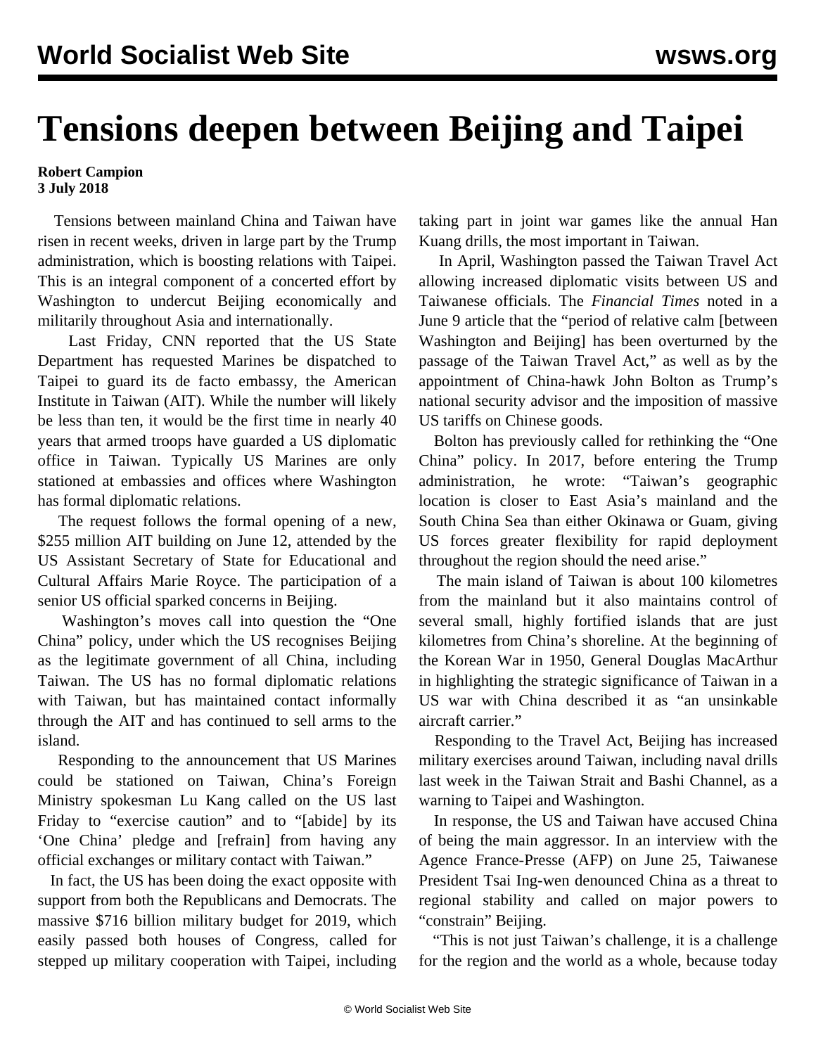# Tensions deepen between Beijing and Taipei

**Robert Campion**
**3 July 2018**

Tensions between mainland China and Taiwan have risen in recent weeks, driven in large part by the Trump administration, which is boosting relations with Taipei. This is an integral component of a concerted effort by Washington to undercut Beijing economically and militarily throughout Asia and internationally.

Last Friday, CNN reported that the US State Department has requested Marines be dispatched to Taipei to guard its de facto embassy, the American Institute in Taiwan (AIT). While the number will likely be less than ten, it would be the first time in nearly 40 years that armed troops have guarded a US diplomatic office in Taiwan. Typically US Marines are only stationed at embassies and offices where Washington has formal diplomatic relations.

The request follows the formal opening of a new, $255 million AIT building on June 12, attended by the US Assistant Secretary of State for Educational and Cultural Affairs Marie Royce. The participation of a senior US official sparked concerns in Beijing.

Washington's moves call into question the "One China" policy, under which the US recognises Beijing as the legitimate government of all China, including Taiwan. The US has no formal diplomatic relations with Taiwan, but has maintained contact informally through the AIT and has continued to sell arms to the island.

Responding to the announcement that US Marines could be stationed on Taiwan, China's Foreign Ministry spokesman Lu Kang called on the US last Friday to "exercise caution" and to "[abide] by its 'One China' pledge and [refrain] from having any official exchanges or military contact with Taiwan."

In fact, the US has been doing the exact opposite with support from both the Republicans and Democrats. The massive $716 billion military budget for 2019, which easily passed both houses of Congress, called for stepped up military cooperation with Taipei, including taking part in joint war games like the annual Han Kuang drills, the most important in Taiwan.

In April, Washington passed the Taiwan Travel Act allowing increased diplomatic visits between US and Taiwanese officials. The *Financial Times* noted in a June 9 article that the "period of relative calm [between Washington and Beijing] has been overturned by the passage of the Taiwan Travel Act," as well as by the appointment of China-hawk John Bolton as Trump's national security advisor and the imposition of massive US tariffs on Chinese goods.

Bolton has previously called for rethinking the "One China" policy. In 2017, before entering the Trump administration, he wrote: "Taiwan's geographic location is closer to East Asia's mainland and the South China Sea than either Okinawa or Guam, giving US forces greater flexibility for rapid deployment throughout the region should the need arise."

The main island of Taiwan is about 100 kilometres from the mainland but it also maintains control of several small, highly fortified islands that are just kilometres from China's shoreline. At the beginning of the Korean War in 1950, General Douglas MacArthur in highlighting the strategic significance of Taiwan in a US war with China described it as "an unsinkable aircraft carrier."

Responding to the Travel Act, Beijing has increased military exercises around Taiwan, including naval drills last week in the Taiwan Strait and Bashi Channel, as a warning to Taipei and Washington.

In response, the US and Taiwan have accused China of being the main aggressor. In an interview with the Agence France-Presse (AFP) on June 25, Taiwanese President Tsai Ing-wen denounced China as a threat to regional stability and called on major powers to "constrain" Beijing.

"This is not just Taiwan's challenge, it is a challenge for the region and the world as a whole, because today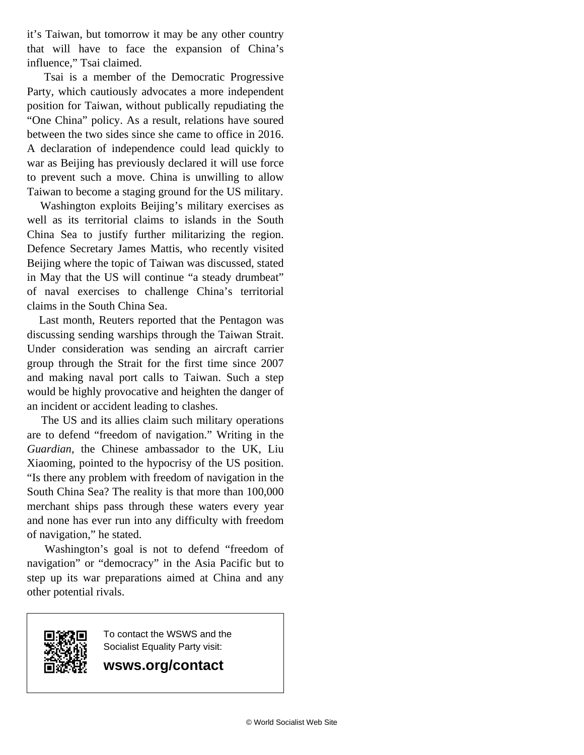it's Taiwan, but tomorrow it may be any other country that will have to face the expansion of China's influence," Tsai claimed.

Tsai is a member of the Democratic Progressive Party, which cautiously advocates a more independent position for Taiwan, without publically repudiating the "One China" policy. As a result, relations have soured between the two sides since she came to office in 2016. A declaration of independence could lead quickly to war as Beijing has previously declared it will use force to prevent such a move. China is unwilling to allow Taiwan to become a staging ground for the US military.

Washington exploits Beijing's military exercises as well as its territorial claims to islands in the South China Sea to justify further militarizing the region. Defence Secretary James Mattis, who recently visited Beijing where the topic of Taiwan was discussed, stated in May that the US will continue "a steady drumbeat" of naval exercises to challenge China's territorial claims in the South China Sea.

Last month, Reuters reported that the Pentagon was discussing sending warships through the Taiwan Strait. Under consideration was sending an aircraft carrier group through the Strait for the first time since 2007 and making naval port calls to Taiwan. Such a step would be highly provocative and heighten the danger of an incident or accident leading to clashes.

The US and its allies claim such military operations are to defend "freedom of navigation." Writing in the *Guardian*, the Chinese ambassador to the UK, Liu Xiaoming, pointed to the hypocrisy of the US position. "Is there any problem with freedom of navigation in the South China Sea? The reality is that more than 100,000 merchant ships pass through these waters every year and none has ever run into any difficulty with freedom of navigation," he stated.

Washington's goal is not to defend "freedom of navigation" or "democracy" in the Asia Pacific but to step up its war preparations aimed at China and any other potential rivals.

To contact the WSWS and the Socialist Equality Party visit:

**wsws.org/contact**